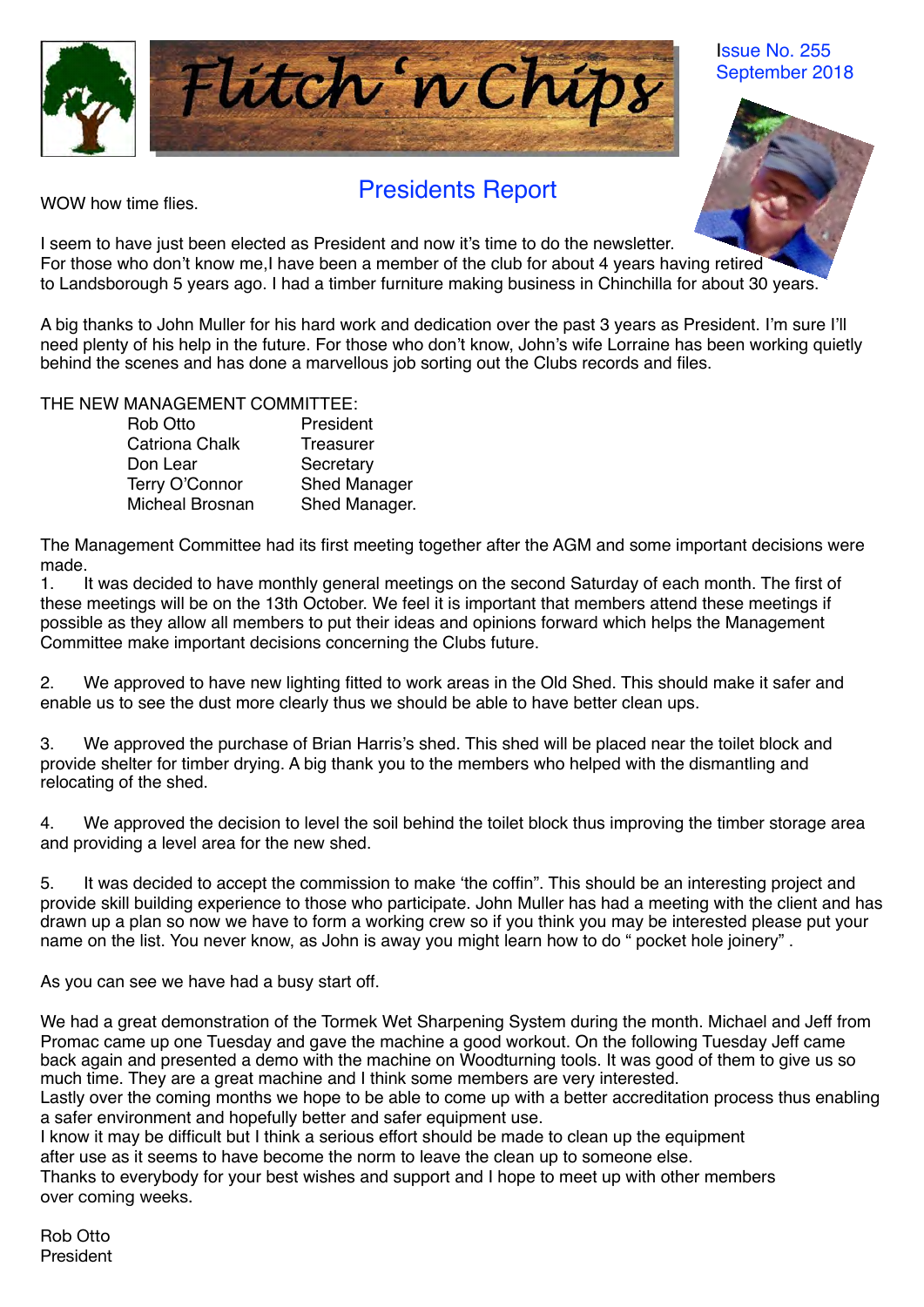# Flitch 'n Chips

Issue No. 255
September 2018

## Presidents Report

WOW how time flies.

I seem to have just been elected as President and now it's time to do the newsletter.
For those who don't know me,I have been a member of the club for about 4 years having retired to Landsborough 5 years ago. I had a timber furniture making business in Chinchilla for about 30 years.

A big thanks to John Muller for his hard work and dedication over the past 3 years as President. I'm sure I'll need plenty of his help in the future. For those who don't know, John's wife Lorraine has been working quietly behind the scenes and has done a marvellous job sorting out the Clubs records and files.

THE NEW MANAGEMENT COMMITTEE:

| | |
|---|---|
| Rob Otto | President |
| Catriona Chalk | Treasurer |
| Don Lear | Secretary |
| Terry O'Connor | Shed Manager |
| Micheal Brosnan | Shed Manager. |

The Management Committee had its first meeting together after the AGM and some important decisions were made.

1. It was decided to have monthly general meetings on the second Saturday of each month. The first of these meetings will be on the 13th October. We feel it is important that members attend these meetings if possible as they allow all members to put their ideas and opinions forward which helps the Management Committee make important decisions concerning the Clubs future.

2. We approved to have new lighting fitted to work areas in the Old Shed. This should make it safer and enable us to see the dust more clearly thus we should be able to have better clean ups.

3. We approved the purchase of Brian Harris's shed. This shed will be placed near the toilet block and provide shelter for timber drying. A big thank you to the members who helped with the dismantling and relocating of the shed.

4. We approved the decision to level the soil behind the toilet block thus improving the timber storage area and providing a level area for the new shed.

5. It was decided to accept the commission to make 'the coffin". This should be an interesting project and provide skill building experience to those who participate. John Muller has had a meeting with the client and has drawn up a plan so now we have to form a working crew so if you think you may be interested please put your name on the list. You never know, as John is away you might learn how to do " pocket hole joinery" .

As you can see we have had a busy start off.

We had a great demonstration of the Tormek Wet Sharpening System during the month. Michael and Jeff from Promac came up one Tuesday and gave the machine a good workout. On the following Tuesday Jeff came back again and presented a demo with the machine on Woodturning tools. It was good of them to give us so much time. They are a great machine and I think some members are very interested.
Lastly over the coming months we hope to be able to come up with a better accreditation process thus enabling a safer environment and hopefully better and safer equipment use.
I know it may be difficult but I think a serious effort should be made to clean up the equipment after use as it seems to have become the norm to leave the clean up to someone else.
Thanks to everybody for your best wishes and support and I hope to meet up with other members over coming weeks.

Rob Otto
President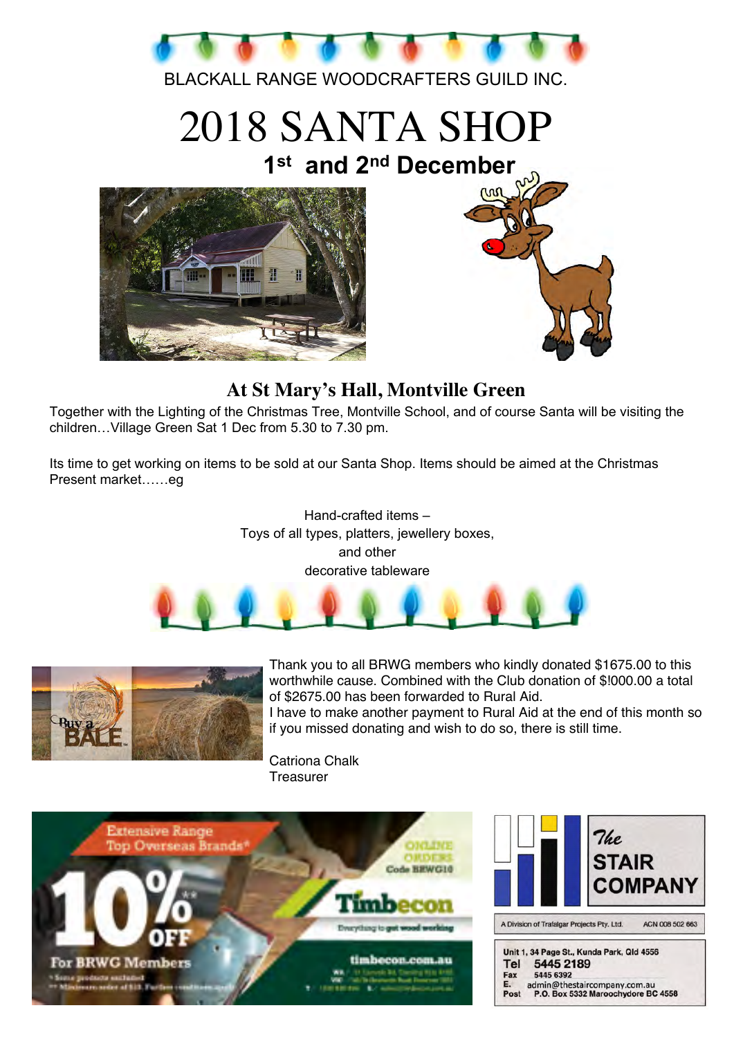BLACKALL RANGE WOODCRAFTERS GUILD INC.

# 2018 SANTA SHOP

## 1st and 2nd December

### At St Mary's Hall, Montville Green

Together with the Lighting of the Christmas Tree, Montville School, and of course Santa will be visiting the children…Village Green Sat 1 Dec from 5.30 to 7.30 pm.

Its time to get working on items to be sold at our Santa Shop. Items should be aimed at the Christmas Present market……eg

Hand-crafted items –
Toys of all types, platters, jewellery boxes,
and other
decorative tableware

Thank you to all BRWG members who kindly donated $1675.00 to this worthwhile cause. Combined with the Club donation of $!000.00 a total of $2675.00 has been forwarded to Rural Aid.
I have to make another payment to Rural Aid at the end of this month so if you missed donating and wish to do so, there is still time.

Catriona Chalk
Treasurer

Extensive Range
Top Overseas Brands*
10% ** OFF
For BRWG Members
ONLINE ORDERS Code BRWG10
Timbecon
Everything to get wood working
timbecon.com.au

The STAIR COMPANY
A Division of Trafalgar Projects Pty. Ltd. ACN 008 502 663
Unit 1, 34 Page St., Kunda Park, Qld 4556
Tel 5445 2189
Fax 5445 6392
E. admin@thestaircompany.com.au
Post P.O. Box 5332 Maroochydore BC 4558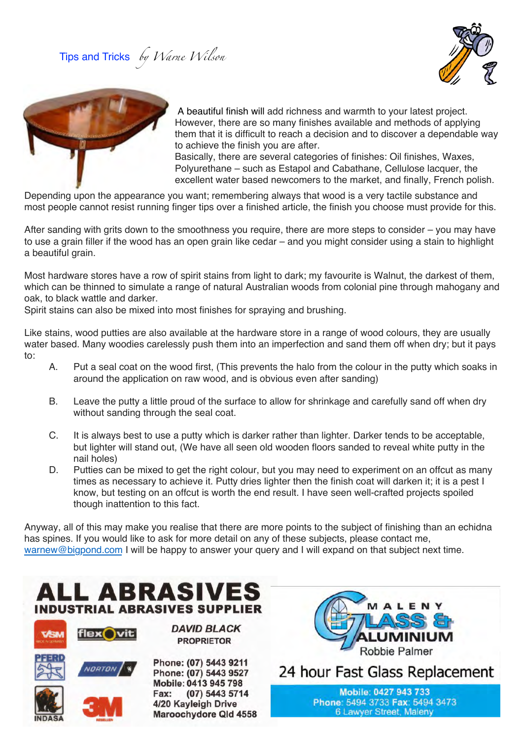Tips and Tricks *by Warne Wilson*

A beautiful finish will add richness and warmth to your latest project. However, there are so many finishes available and methods of applying them that it is difficult to reach a decision and to discover a dependable way to achieve the finish you are after.

Basically, there are several categories of finishes: Oil finishes, Waxes, Polyurethane – such as Estapol and Cabathane, Cellulose lacquer, the excellent water based newcomers to the market, and finally, French polish.

Depending upon the appearance you want; remembering always that wood is a very tactile substance and most people cannot resist running finger tips over a finished article, the finish you choose must provide for this.

After sanding with grits down to the smoothness you require, there are more steps to consider – you may have to use a grain filler if the wood has an open grain like cedar – and you might consider using a stain to highlight a beautiful grain.

Most hardware stores have a row of spirit stains from light to dark; my favourite is Walnut, the darkest of them, which can be thinned to simulate a range of natural Australian woods from colonial pine through mahogany and oak, to black wattle and darker.

Spirit stains can also be mixed into most finishes for spraying and brushing.

Like stains, wood putties are also available at the hardware store in a range of wood colours, they are usually water based. Many woodies carelessly push them into an imperfection and sand them off when dry; but it pays to:

A. Put a seal coat on the wood first, (This prevents the halo from the colour in the putty which soaks in around the application on raw wood, and is obvious even after sanding)

B. Leave the putty a little proud of the surface to allow for shrinkage and carefully sand off when dry without sanding through the seal coat.

C. It is always best to use a putty which is darker rather than lighter. Darker tends to be acceptable, but lighter will stand out, (We have all seen old wooden floors sanded to reveal white putty in the nail holes)

D. Putties can be mixed to get the right colour, but you may need to experiment on an offcut as many times as necessary to achieve it. Putty dries lighter then the finish coat will darken it; it is a pest I know, but testing on an offcut is worth the end result. I have seen well-crafted projects spoiled though inattention to this fact.

Anyway, all of this may make you realise that there are more points to the subject of finishing than an echidna has spines. If you would like to ask for more detail on any of these subjects, please contact me, warnew@bigpond.com I will be happy to answer your query and I will expand on that subject next time.

**ALL ABRASIVES**
**INDUSTRIAL ABRASIVES SUPPLIER**

VSM · flexovit · PFERD · NORTON · INDASA · 3M

*DAVID BLACK*
PROPRIETOR

Phone: (07) 5443 9211
Phone: (07) 5443 9527
Mobile: 0413 945 798
Fax: (07) 5443 5714
4/20 Kayleigh Drive
Maroochydore Qld 4558

**MALENY GLASS & ALUMINIUM**
Robbie Palmer

24 hour Fast Glass Replacement

Mobile: 0427 943 733
Phone: 5494 3733 Fax: 5494 3473
6 Lawyer Street, Maleny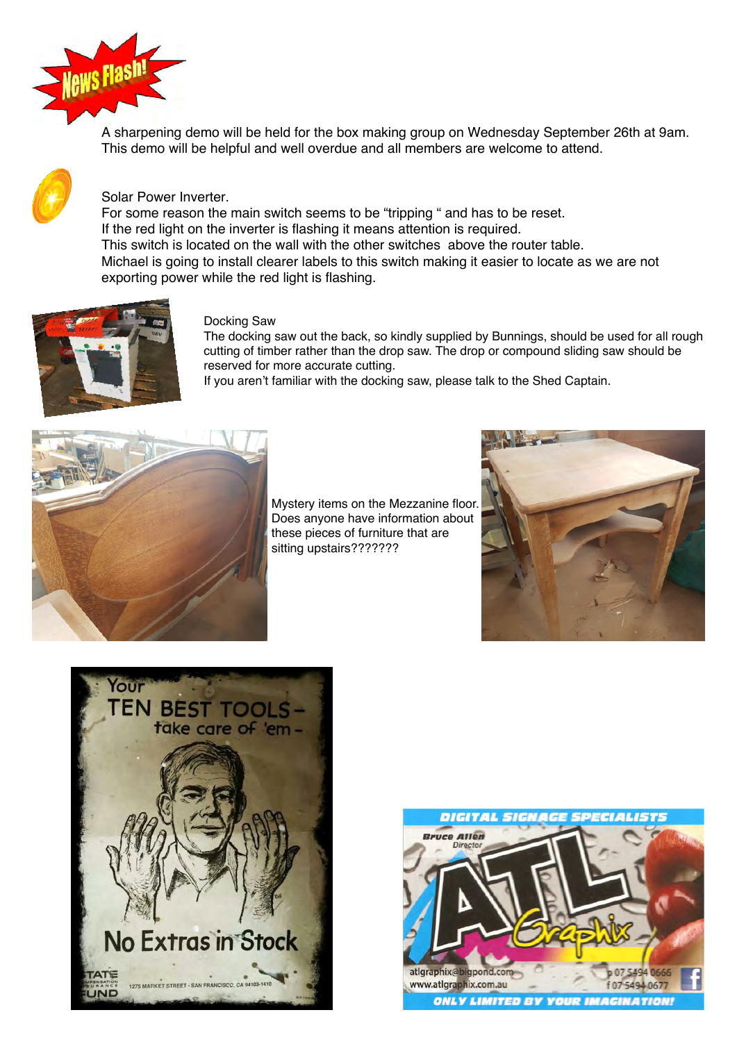A sharpening demo will be held for the box making group on Wednesday September 26th at 9am. This demo will be helpful and well overdue and all members are welcome to attend.

Solar Power Inverter.
For some reason the main switch seems to be "tripping " and has to be reset.
If the red light on the inverter is flashing it means attention is required.
This switch is located on the wall with the other switches above the router table.
Michael is going to install clearer labels to this switch making it easier to locate as we are not exporting power while the red light is flashing.

Docking Saw
The docking saw out the back, so kindly supplied by Bunnings, should be used for all rough cutting of timber rather than the drop saw. The drop or compound sliding saw should be reserved for more accurate cutting.
If you aren't familiar with the docking saw, please talk to the Shed Captain.

Mystery items on the Mezzanine floor. Does anyone have information about these pieces of furniture that are sitting upstairs???????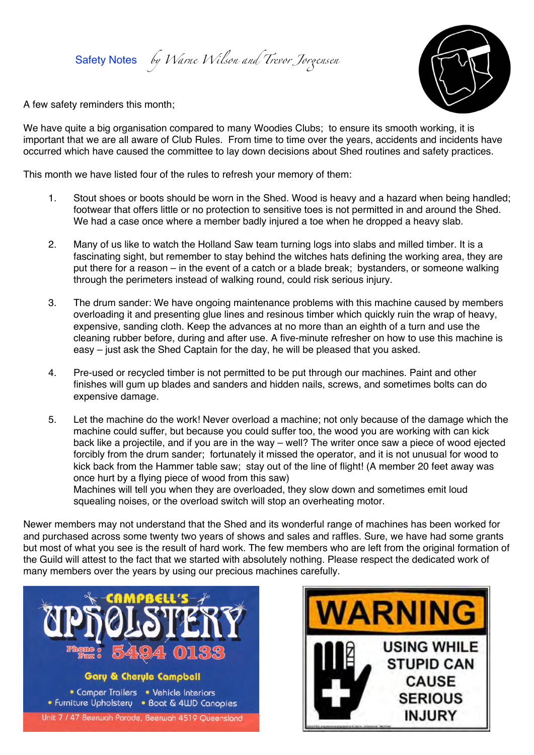## Safety Notes *by Warne Wilson and Trevor Jorgensen*

A few safety reminders this month;

We have quite a big organisation compared to many Woodies Clubs; to ensure its smooth working, it is important that we are all aware of Club Rules. From time to time over the years, accidents and incidents have occurred which have caused the committee to lay down decisions about Shed routines and safety practices.

This month we have listed four of the rules to refresh your memory of them:

1. Stout shoes or boots should be worn in the Shed. Wood is heavy and a hazard when being handled; footwear that offers little or no protection to sensitive toes is not permitted in and around the Shed. We had a case once where a member badly injured a toe when he dropped a heavy slab.

2. Many of us like to watch the Holland Saw team turning logs into slabs and milled timber. It is a fascinating sight, but remember to stay behind the witches hats defining the working area, they are put there for a reason – in the event of a catch or a blade break; bystanders, or someone walking through the perimeters instead of walking round, could risk serious injury.

3. The drum sander: We have ongoing maintenance problems with this machine caused by members overloading it and presenting glue lines and resinous timber which quickly ruin the wrap of heavy, expensive, sanding cloth. Keep the advances at no more than an eighth of a turn and use the cleaning rubber before, during and after use. A five-minute refresher on how to use this machine is easy – just ask the Shed Captain for the day, he will be pleased that you asked.

4. Pre-used or recycled timber is not permitted to be put through our machines. Paint and other finishes will gum up blades and sanders and hidden nails, screws, and sometimes bolts can do expensive damage.

5. Let the machine do the work! Never overload a machine; not only because of the damage which the machine could suffer, but because you could suffer too, the wood you are working with can kick back like a projectile, and if you are in the way – well? The writer once saw a piece of wood ejected forcibly from the drum sander; fortunately it missed the operator, and it is not unusual for wood to kick back from the Hammer table saw; stay out of the line of flight! (A member 20 feet away was once hurt by a flying piece of wood from this saw)
   Machines will tell you when they are overloaded, they slow down and sometimes emit loud squealing noises, or the overload switch will stop an overheating motor.

Newer members may not understand that the Shed and its wonderful range of machines has been worked for and purchased across some twenty two years of shows and sales and raffles. Sure, we have had some grants but most of what you see is the result of hard work. The few members who are left from the original formation of the Guild will attest to the fact that we started with absolutely nothing. Please respect the dedicated work of many members over the years by using our precious machines carefully.

**CAMPBELL'S UPHOLSTERY**
Phone / Fax: 5494 0133
Gary & Cheryle Campbell
• Camper Trailers • Vehicle Interiors
• Furniture Upholstery • Boat & 4WD Canopies
Unit 7 / 47 Beerwah Parade, Beerwah 4519 Queensland

**WARNING**
USING WHILE STUPID CAN CAUSE SERIOUS INJURY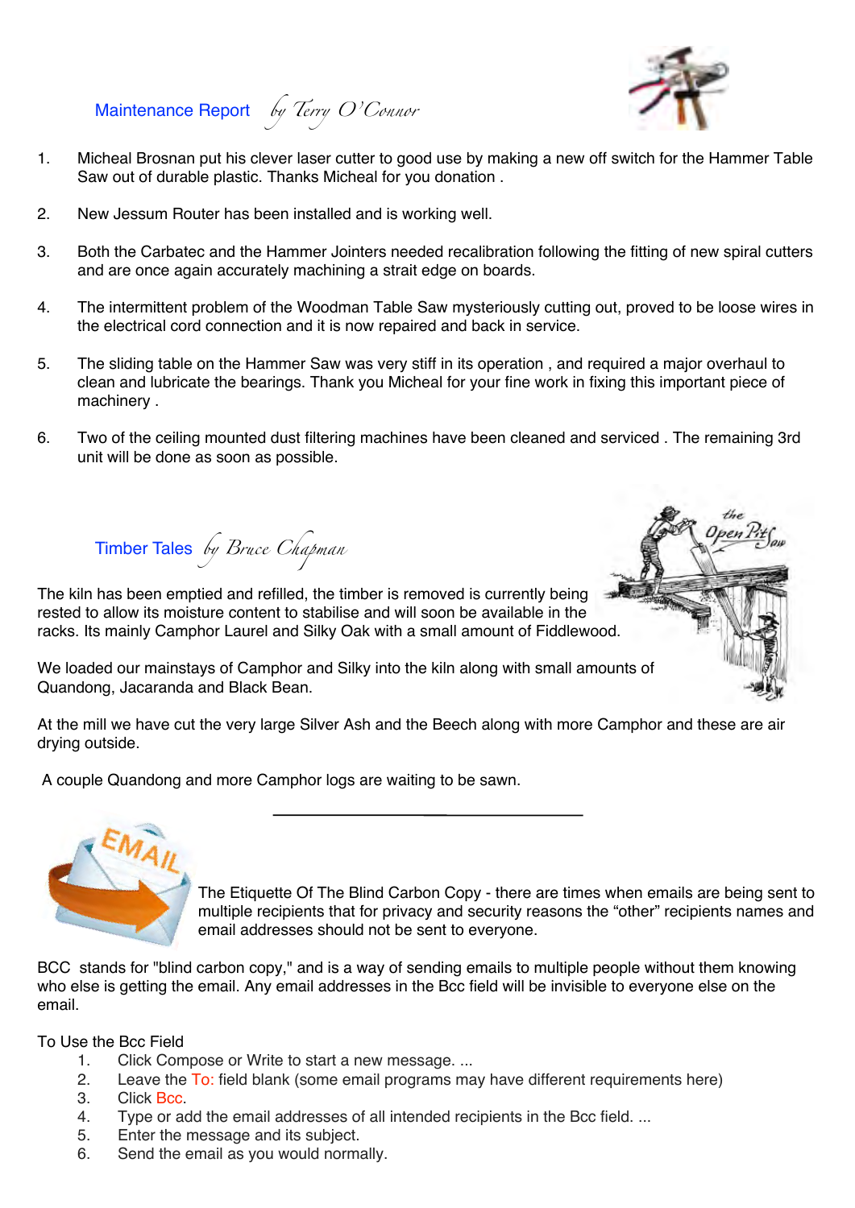## Maintenance Report *by Terry O'Connor*

1. Micheal Brosnan put his clever laser cutter to good use by making a new off switch for the Hammer Table Saw out of durable plastic. Thanks Micheal for you donation .

2. New Jessum Router has been installed and is working well.

3. Both the Carbatec and the Hammer Jointers needed recalibration following the fitting of new spiral cutters and are once again accurately machining a strait edge on boards.

4. The intermittent problem of the Woodman Table Saw mysteriously cutting out, proved to be loose wires in the electrical cord connection and it is now repaired and back in service.

5. The sliding table on the Hammer Saw was very stiff in its operation , and required a major overhaul to clean and lubricate the bearings. Thank you Micheal for your fine work in fixing this important piece of machinery .

6. Two of the ceiling mounted dust filtering machines have been cleaned and serviced . The remaining 3rd unit will be done as soon as possible.

## Timber Tales *by Bruce Chapman*

The kiln has been emptied and refilled, the timber is removed is currently being rested to allow its moisture content to stabilise and will soon be available in the racks. Its mainly Camphor Laurel and Silky Oak with a small amount of Fiddlewood.

We loaded our mainstays of Camphor and Silky into the kiln along with small amounts of Quandong, Jacaranda and Black Bean.

At the mill we have cut the very large Silver Ash and the Beech along with more Camphor and these are air drying outside.

A couple Quandong and more Camphor logs are waiting to be sawn.

---

The Etiquette Of The Blind Carbon Copy - there are times when emails are being sent to multiple recipients that for privacy and security reasons the "other" recipients names and email addresses should not be sent to everyone.

BCC stands for "blind carbon copy," and is a way of sending emails to multiple people without them knowing who else is getting the email. Any email addresses in the Bcc field will be invisible to everyone else on the email.

To Use the Bcc Field

1. Click Compose or Write to start a new message. ...
2. Leave the To: field blank (some email programs may have different requirements here)
3. Click Bcc.
4. Type or add the email addresses of all intended recipients in the Bcc field. ...
5. Enter the message and its subject.
6. Send the email as you would normally.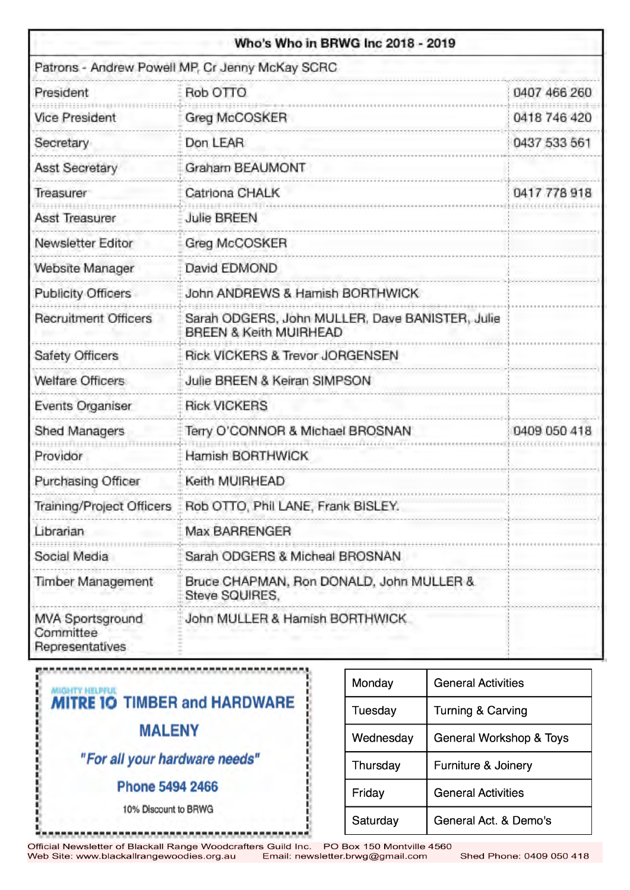## Who's Who in BRWG Inc 2018 - 2019

Patrons - Andrew Powell MP, Cr Jenny McKay SCRC

| | | |
|---|---|---|
| President | Rob OTTO | 0407 466 260 |
| Vice President | Greg McCOSKER | 0418 746 420 |
| Secretary | Don LEAR | 0437 533 561 |
| Asst Secretary | Graham BEAUMONT | |
| Treasurer | Catriona CHALK | 0417 778 918 |
| Asst Treasurer | Julie BREEN | |
| Newsletter Editor | Greg McCOSKER | |
| Website Manager | David EDMOND | |
| Publicity Officers | John ANDREWS & Hamish BORTHWICK | |
| Recruitment Officers | Sarah ODGERS, John MULLER, Dave BANISTER, Julie BREEN & Keith MUIRHEAD | |
| Safety Officers | Rick VICKERS & Trevor JORGENSEN | |
| Welfare Officers | Julie BREEN & Keiran SIMPSON | |
| Events Organiser | Rick VICKERS | |
| Shed Managers | Terry O'CONNOR & Michael BROSNAN | 0409 050 418 |
| Providor | Hamish BORTHWICK | |
| Purchasing Officer | Keith MUIRHEAD | |
| Training/Project Officers | Rob OTTO, Phil LANE, Frank BISLEY. | |
| Librarian | Max BARRENGER | |
| Social Media | Sarah ODGERS & Micheal BROSNAN | |
| Timber Management | Bruce CHAPMAN, Ron DONALD, John MULLER & Steve SQUIRES, | |
| MVA Sportsground Committee Representatives | John MULLER & Hamish BORTHWICK | |

MIGHTY HELPFUL
**MITRE 10 TIMBER and HARDWARE**
**MALENY**
***"For all your hardware needs"***
**Phone 5494 2466**
10% Discount to BRWG

| | |
|---|---|
| Monday | General Activities |
| Tuesday | Turning & Carving |
| Wednesday | General Workshop & Toys |
| Thursday | Furniture & Joinery |
| Friday | General Activities |
| Saturday | General Act. & Demo's |

Official Newsletter of Blackall Range Woodcrafters Guild Inc. PO Box 150 Montville 4560
Web Site: www.blackallrangewoodies.org.au Email: newsletter.brwg@gmail.com Shed Phone: 0409 050 418